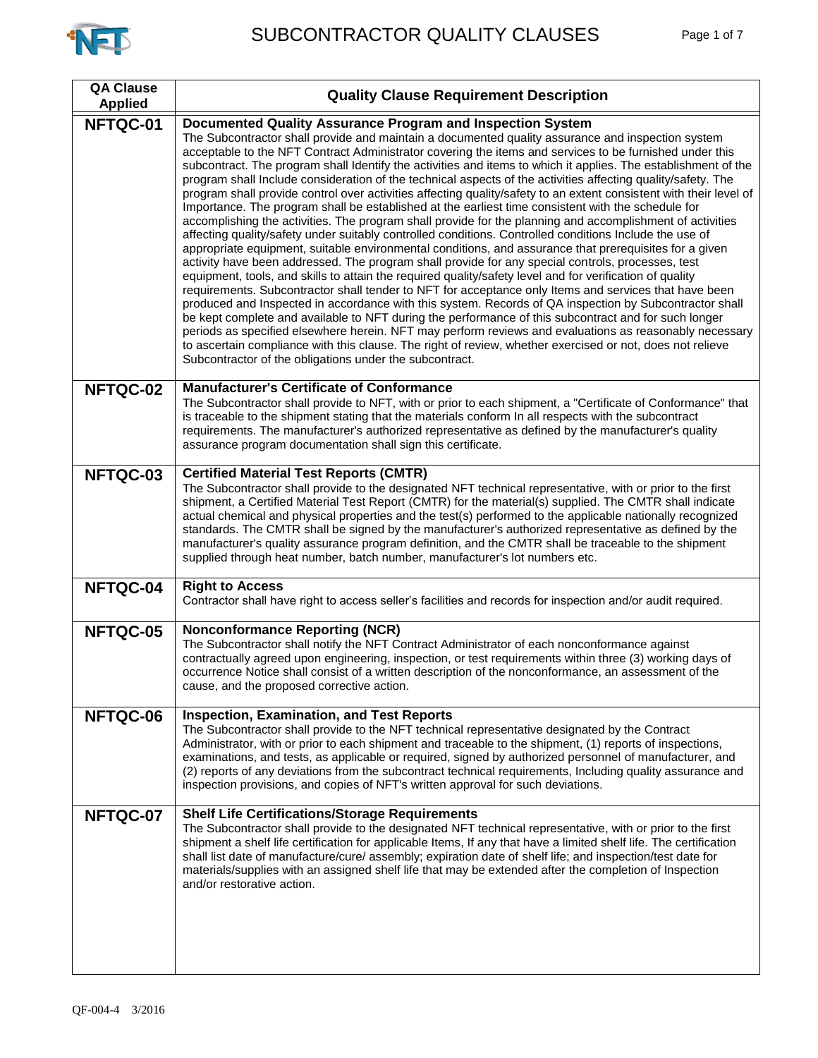# SUBCONTRACTOR QUALITY CLAUSES

| QA Clause Applied | Quality Clause Requirement Description |
|---|---|
| **NFTQC-01** | **Documented Quality Assurance Program and Inspection System** The Subcontractor shall provide and maintain a documented quality assurance and inspection system acceptable to the NFT Contract Administrator covering the items and services to be furnished under this subcontract. The program shall Identify the activities and items to which it applies. The establishment of the program shall Include consideration of the technical aspects of the activities affecting quality/safety. The program shall provide control over activities affecting quality/safety to an extent consistent with their level of Importance. The program shall be established at the earliest time consistent with the schedule for accomplishing the activities. The program shall provide for the planning and accomplishment of activities affecting quality/safety under suitably controlled conditions. Controlled conditions Include the use of appropriate equipment, suitable environmental conditions, and assurance that prerequisites for a given activity have been addressed. The program shall provide for any special controls, processes, test equipment, tools, and skills to attain the required quality/safety level and for verification of quality requirements. Subcontractor shall tender to NFT for acceptance only Items and services that have been produced and Inspected in accordance with this system. Records of QA inspection by Subcontractor shall be kept complete and available to NFT during the performance of this subcontract and for such longer periods as specified elsewhere herein. NFT may perform reviews and evaluations as reasonably necessary to ascertain compliance with this clause. The right of review, whether exercised or not, does not relieve Subcontractor of the obligations under the subcontract. |
| **NFTQC-02** | **Manufacturer's Certificate of Conformance** The Subcontractor shall provide to NFT, with or prior to each shipment, a "Certificate of Conformance" that is traceable to the shipment stating that the materials conform In all respects with the subcontract requirements. The manufacturer's authorized representative as defined by the manufacturer's quality assurance program documentation shall sign this certificate. |
| **NFTQC-03** | **Certified Material Test Reports (CMTR)** The Subcontractor shall provide to the designated NFT technical representative, with or prior to the first shipment, a Certified Material Test Report (CMTR) for the material(s) supplied. The CMTR shall indicate actual chemical and physical properties and the test(s) performed to the applicable nationally recognized standards. The CMTR shall be signed by the manufacturer's authorized representative as defined by the manufacturer's quality assurance program definition, and the CMTR shall be traceable to the shipment supplied through heat number, batch number, manufacturer's lot numbers etc. |
| **NFTQC-04** | **Right to Access** Contractor shall have right to access seller's facilities and records for inspection and/or audit required. |
| **NFTQC-05** | **Nonconformance Reporting (NCR)** The Subcontractor shall notify the NFT Contract Administrator of each nonconformance against contractually agreed upon engineering, inspection, or test requirements within three (3) working days of occurrence Notice shall consist of a written description of the nonconformance, an assessment of the cause, and the proposed corrective action. |
| **NFTQC-06** | **Inspection, Examination, and Test Reports** The Subcontractor shall provide to the NFT technical representative designated by the Contract Administrator, with or prior to each shipment and traceable to the shipment, (1) reports of inspections, examinations, and tests, as applicable or required, signed by authorized personnel of manufacturer, and (2) reports of any deviations from the subcontract technical requirements, Including quality assurance and inspection provisions, and copies of NFT's written approval for such deviations. |
| **NFTQC-07** | **Shelf Life Certifications/Storage Requirements** The Subcontractor shall provide to the designated NFT technical representative, with or prior to the first shipment a shelf life certification for applicable Items, If any that have a limited shelf life. The certification shall list date of manufacture/cure/ assembly; expiration date of shelf life; and inspection/test date for materials/supplies with an assigned shelf life that may be extended after the completion of Inspection and/or restorative action. |

QF-004-4 3/2016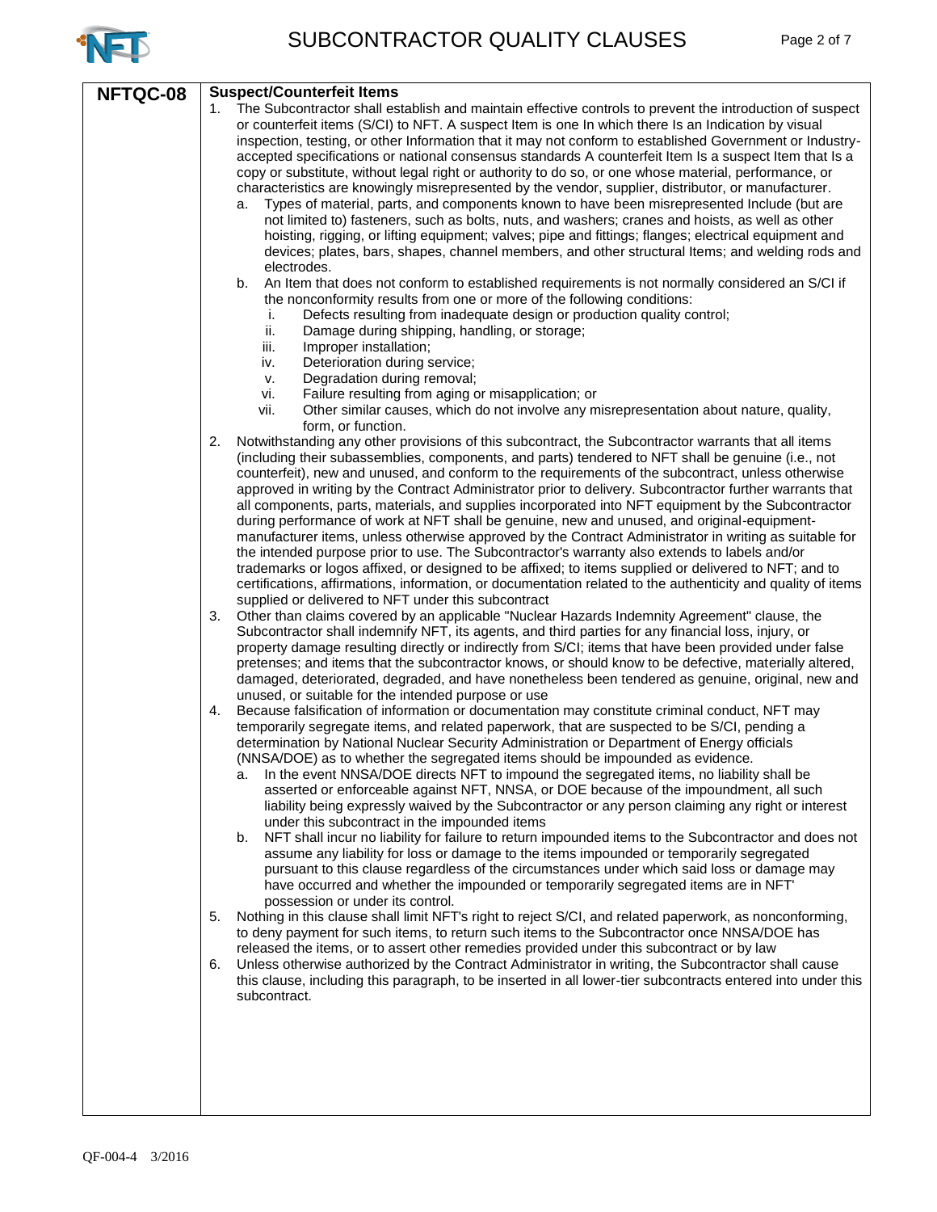| NFTQC-08 | **Suspect/Counterfeit Items** |
|---|---|

**NFTQC-08**

**Suspect/Counterfeit Items**

1. The Subcontractor shall establish and maintain effective controls to prevent the introduction of suspect or counterfeit items (S/CI) to NFT. A suspect Item is one In which there Is an Indication by visual inspection, testing, or other Information that it may not conform to established Government or Industry-accepted specifications or national consensus standards A counterfeit Item Is a suspect Item that Is a copy or substitute, without legal right or authority to do so, or one whose material, performance, or characteristics are knowingly misrepresented by the vendor, supplier, distributor, or manufacturer.
   a. Types of material, parts, and components known to have been misrepresented Include (but are not limited to) fasteners, such as bolts, nuts, and washers; cranes and hoists, as well as other hoisting, rigging, or lifting equipment; valves; pipe and fittings; flanges; electrical equipment and devices; plates, bars, shapes, channel members, and other structural Items; and welding rods and electrodes.
   b. An Item that does not conform to established requirements is not normally considered an S/CI if the nonconformity results from one or more of the following conditions:
      i. Defects resulting from inadequate design or production quality control;
      ii. Damage during shipping, handling, or storage;
      iii. Improper installation;
      iv. Deterioration during service;
      v. Degradation during removal;
      vi. Failure resulting from aging or misapplication; or
      vii. Other similar causes, which do not involve any misrepresentation about nature, quality, form, or function.
2. Notwithstanding any other provisions of this subcontract, the Subcontractor warrants that all items (including their subassemblies, components, and parts) tendered to NFT shall be genuine (i.e., not counterfeit), new and unused, and conform to the requirements of the subcontract, unless otherwise approved in writing by the Contract Administrator prior to delivery. Subcontractor further warrants that all components, parts, materials, and supplies incorporated into NFT equipment by the Subcontractor during performance of work at NFT shall be genuine, new and unused, and original-equipment-manufacturer items, unless otherwise approved by the Contract Administrator in writing as suitable for the intended purpose prior to use. The Subcontractor's warranty also extends to labels and/or trademarks or logos affixed, or designed to be affixed; to items supplied or delivered to NFT; and to certifications, affirmations, information, or documentation related to the authenticity and quality of items supplied or delivered to NFT under this subcontract
3. Other than claims covered by an applicable "Nuclear Hazards Indemnity Agreement" clause, the Subcontractor shall indemnify NFT, its agents, and third parties for any financial loss, injury, or property damage resulting directly or indirectly from S/CI; items that have been provided under false pretenses; and items that the subcontractor knows, or should know to be defective, materially altered, damaged, deteriorated, degraded, and have nonetheless been tendered as genuine, original, new and unused, or suitable for the intended purpose or use
4. Because falsification of information or documentation may constitute criminal conduct, NFT may temporarily segregate items, and related paperwork, that are suspected to be S/CI, pending a determination by National Nuclear Security Administration or Department of Energy officials (NNSA/DOE) as to whether the segregated items should be impounded as evidence.
   a. In the event NNSA/DOE directs NFT to impound the segregated items, no liability shall be asserted or enforceable against NFT, NNSA, or DOE because of the impoundment, all such liability being expressly waived by the Subcontractor or any person claiming any right or interest under this subcontract in the impounded items
   b. NFT shall incur no liability for failure to return impounded items to the Subcontractor and does not assume any liability for loss or damage to the items impounded or temporarily segregated pursuant to this clause regardless of the circumstances under which said loss or damage may have occurred and whether the impounded or temporarily segregated items are in NFT' possession or under its control.
5. Nothing in this clause shall limit NFT's right to reject S/CI, and related paperwork, as nonconforming, to deny payment for such items, to return such items to the Subcontractor once NNSA/DOE has released the items, or to assert other remedies provided under this subcontract or by law
6. Unless otherwise authorized by the Contract Administrator in writing, the Subcontractor shall cause this clause, including this paragraph, to be inserted in all lower-tier subcontracts entered into under this subcontract.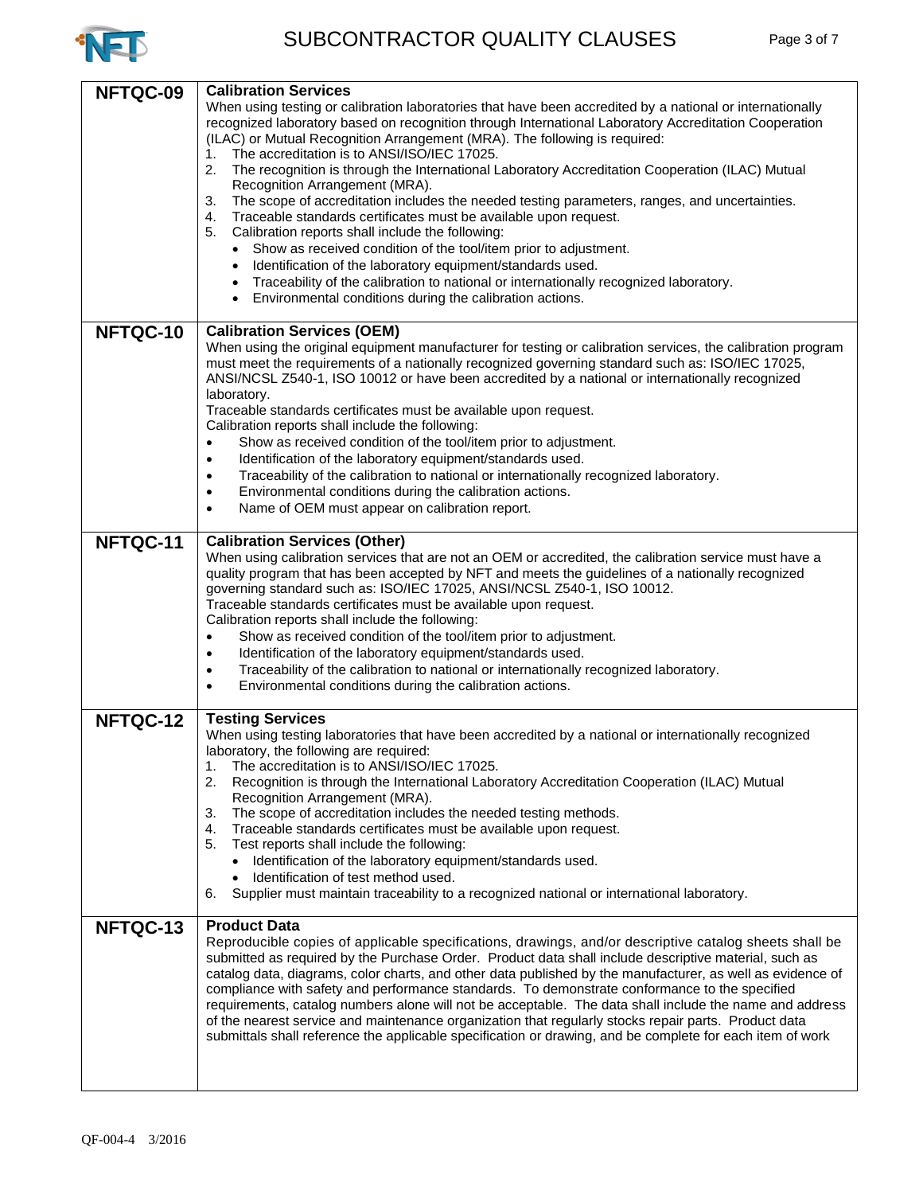| | |
|---|---|
| **NFTQC-09** | **Calibration Services**<br>When using testing or calibration laboratories that have been accredited by a national or internationally recognized laboratory based on recognition through International Laboratory Accreditation Cooperation (ILAC) or Mutual Recognition Arrangement (MRA). The following is required:<br>1. The accreditation is to ANSI/ISO/IEC 17025.<br>2. The recognition is through the International Laboratory Accreditation Cooperation (ILAC) Mutual Recognition Arrangement (MRA).<br>3. The scope of accreditation includes the needed testing parameters, ranges, and uncertainties.<br>4. Traceable standards certificates must be available upon request.<br>5. Calibration reports shall include the following:<br>• Show as received condition of the tool/item prior to adjustment.<br>• Identification of the laboratory equipment/standards used.<br>• Traceability of the calibration to national or internationally recognized laboratory.<br>• Environmental conditions during the calibration actions. |
| **NFTQC-10** | **Calibration Services (OEM)**<br>When using the original equipment manufacturer for testing or calibration services, the calibration program must meet the requirements of a nationally recognized governing standard such as: ISO/IEC 17025, ANSI/NCSL Z540-1, ISO 10012 or have been accredited by a national or internationally recognized laboratory.<br>Traceable standards certificates must be available upon request.<br>Calibration reports shall include the following:<br>• Show as received condition of the tool/item prior to adjustment.<br>• Identification of the laboratory equipment/standards used.<br>• Traceability of the calibration to national or internationally recognized laboratory.<br>• Environmental conditions during the calibration actions.<br>• Name of OEM must appear on calibration report. |
| **NFTQC-11** | **Calibration Services (Other)**<br>When using calibration services that are not an OEM or accredited, the calibration service must have a quality program that has been accepted by NFT and meets the guidelines of a nationally recognized governing standard such as: ISO/IEC 17025, ANSI/NCSL Z540-1, ISO 10012.<br>Traceable standards certificates must be available upon request.<br>Calibration reports shall include the following:<br>• Show as received condition of the tool/item prior to adjustment.<br>• Identification of the laboratory equipment/standards used.<br>• Traceability of the calibration to national or internationally recognized laboratory.<br>• Environmental conditions during the calibration actions. |
| **NFTQC-12** | **Testing Services**<br>When using testing laboratories that have been accredited by a national or internationally recognized laboratory, the following are required:<br>1. The accreditation is to ANSI/ISO/IEC 17025.<br>2. Recognition is through the International Laboratory Accreditation Cooperation (ILAC) Mutual Recognition Arrangement (MRA).<br>3. The scope of accreditation includes the needed testing methods.<br>4. Traceable standards certificates must be available upon request.<br>5. Test reports shall include the following:<br>• Identification of the laboratory equipment/standards used.<br>• Identification of test method used.<br>6. Supplier must maintain traceability to a recognized national or international laboratory. |
| **NFTQC-13** | **Product Data**<br>Reproducible copies of applicable specifications, drawings, and/or descriptive catalog sheets shall be submitted as required by the Purchase Order. Product data shall include descriptive material, such as catalog data, diagrams, color charts, and other data published by the manufacturer, as well as evidence of compliance with safety and performance standards. To demonstrate conformance to the specified requirements, catalog numbers alone will not be acceptable. The data shall include the name and address of the nearest service and maintenance organization that regularly stocks repair parts. Product data submittals shall reference the applicable specification or drawing, and be complete for each item of work |

QF-004-4 3/2016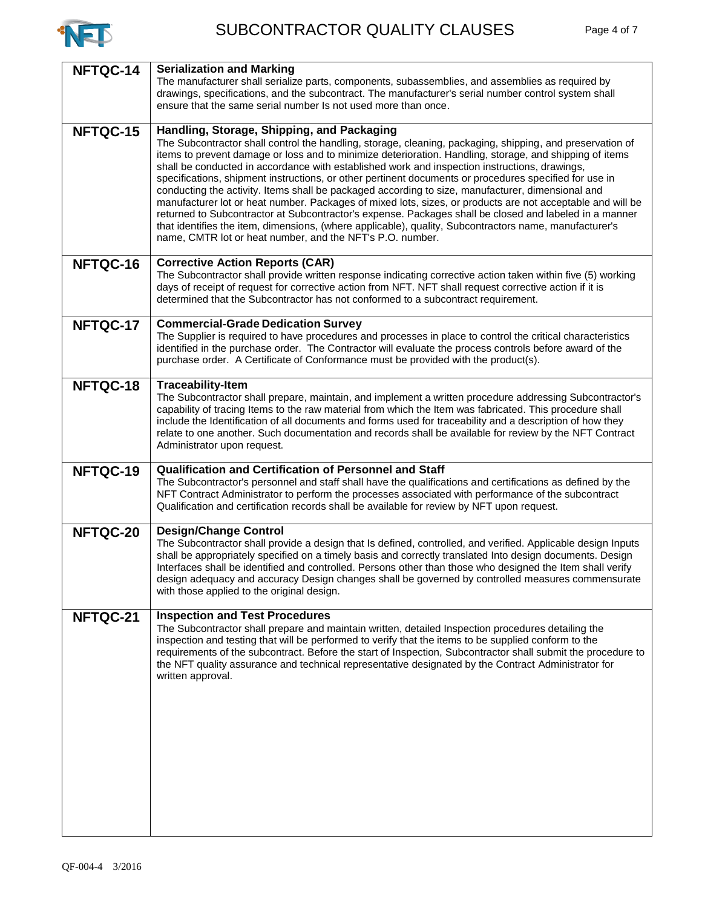| | |
|---|---|
| **NFTQC-14** | **Serialization and Marking**<br>The manufacturer shall serialize parts, components, subassemblies, and assemblies as required by drawings, specifications, and the subcontract. The manufacturer's serial number control system shall ensure that the same serial number Is not used more than once. |
| **NFTQC-15** | **Handling, Storage, Shipping, and Packaging**<br>The Subcontractor shall control the handling, storage, cleaning, packaging, shipping, and preservation of items to prevent damage or loss and to minimize deterioration. Handling, storage, and shipping of items shall be conducted in accordance with established work and inspection instructions, drawings, specifications, shipment instructions, or other pertinent documents or procedures specified for use in conducting the activity. Items shall be packaged according to size, manufacturer, dimensional and manufacturer lot or heat number. Packages of mixed lots, sizes, or products are not acceptable and will be returned to Subcontractor at Subcontractor's expense. Packages shall be closed and labeled in a manner that identifies the item, dimensions, (where applicable), quality, Subcontractors name, manufacturer's name, CMTR lot or heat number, and the NFT's P.O. number. |
| **NFTQC-16** | **Corrective Action Reports (CAR)**<br>The Subcontractor shall provide written response indicating corrective action taken within five (5) working days of receipt of request for corrective action from NFT. NFT shall request corrective action if it is determined that the Subcontractor has not conformed to a subcontract requirement. |
| **NFTQC-17** | **Commercial-Grade Dedication Survey**<br>The Supplier is required to have procedures and processes in place to control the critical characteristics identified in the purchase order. The Contractor will evaluate the process controls before award of the purchase order. A Certificate of Conformance must be provided with the product(s). |
| **NFTQC-18** | **Traceability-Item**<br>The Subcontractor shall prepare, maintain, and implement a written procedure addressing Subcontractor's capability of tracing Items to the raw material from which the Item was fabricated. This procedure shall include the Identification of all documents and forms used for traceability and a description of how they relate to one another. Such documentation and records shall be available for review by the NFT Contract Administrator upon request. |
| **NFTQC-19** | **Qualification and Certification of Personnel and Staff**<br>The Subcontractor's personnel and staff shall have the qualifications and certifications as defined by the NFT Contract Administrator to perform the processes associated with performance of the subcontract Qualification and certification records shall be available for review by NFT upon request. |
| **NFTQC-20** | **Design/Change Control**<br>The Subcontractor shall provide a design that Is defined, controlled, and verified. Applicable design Inputs shall be appropriately specified on a timely basis and correctly translated Into design documents. Design Interfaces shall be identified and controlled. Persons other than those who designed the Item shall verify design adequacy and accuracy Design changes shall be governed by controlled measures commensurate with those applied to the original design. |
| **NFTQC-21** | **Inspection and Test Procedures**<br>The Subcontractor shall prepare and maintain written, detailed Inspection procedures detailing the inspection and testing that will be performed to verify that the items to be supplied conform to the requirements of the subcontract. Before the start of Inspection, Subcontractor shall submit the procedure to the NFT quality assurance and technical representative designated by the Contract Administrator for written approval. |

QF-004-4 3/2016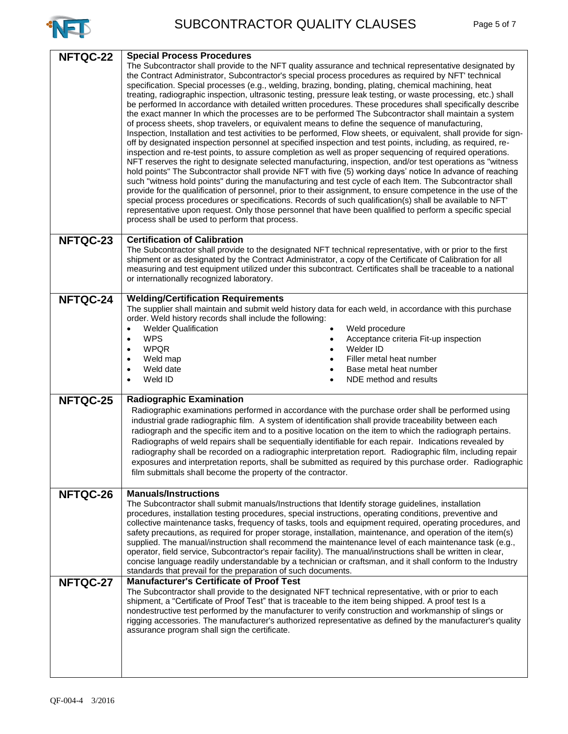| | |
|---|---|
| **NFTQC-22** | **Special Process Procedures**<br>The Subcontractor shall provide to the NFT quality assurance and technical representative designated by the Contract Administrator, Subcontractor's special process procedures as required by NFT' technical specification. Special processes (e.g., welding, brazing, bonding, plating, chemical machining, heat treating, radiographic inspection, ultrasonic testing, pressure leak testing, or waste processing, etc.) shall be performed In accordance with detailed written procedures. These procedures shall specifically describe the exact manner In which the processes are to be performed The Subcontractor shall maintain a system of process sheets, shop travelers, or equivalent means to define the sequence of manufacturing, Inspection, Installation and test activities to be performed, Flow sheets, or equivalent, shall provide for sign-off by designated inspection personnel at specified inspection and test points, including, as required, re-inspection and re-test points, to assure completion as well as proper sequencing of required operations. NFT reserves the right to designate selected manufacturing, inspection, and/or test operations as "witness hold points" The Subcontractor shall provide NFT with five (5) working days' notice In advance of reaching such "witness hold points" during the manufacturing and test cycle of each Item. The Subcontractor shall provide for the qualification of personnel, prior to their assignment, to ensure competence in the use of the special process procedures or specifications. Records of such qualification(s) shall be available to NFT' representative upon request. Only those personnel that have been qualified to perform a specific special process shall be used to perform that process. |
| **NFTQC-23** | **Certification of Calibration**<br>The Subcontractor shall provide to the designated NFT technical representative, with or prior to the first shipment or as designated by the Contract Administrator, a copy of the Certificate of Calibration for all measuring and test equipment utilized under this subcontract. Certificates shall be traceable to a national or internationally recognized laboratory. |
| **NFTQC-24** | **Welding/Certification Requirements**<br>The supplier shall maintain and submit weld history data for each weld, in accordance with this purchase order. Weld history records shall include the following:<br>• Welder Qualification<br>• WPS<br>• WPQR<br>• Weld map<br>• Weld date<br>• Weld ID<br>• Weld procedure<br>• Acceptance criteria Fit-up inspection<br>• Welder ID<br>• Filler metal heat number<br>• Base metal heat number<br>• NDE method and results |
| **NFTQC-25** | **Radiographic Examination**<br>Radiographic examinations performed in accordance with the purchase order shall be performed using industrial grade radiographic film. A system of identification shall provide traceability between each radiograph and the specific item and to a positive location on the item to which the radiograph pertains. Radiographs of weld repairs shall be sequentially identifiable for each repair. Indications revealed by radiography shall be recorded on a radiographic interpretation report. Radiographic film, including repair exposures and interpretation reports, shall be submitted as required by this purchase order. Radiographic film submittals shall become the property of the contractor. |
| **NFTQC-26** | **Manuals/Instructions**<br>The Subcontractor shall submit manuals/Instructions that Identify storage guidelines, installation procedures, installation testing procedures, special instructions, operating conditions, preventive and collective maintenance tasks, frequency of tasks, tools and equipment required, operating procedures, and safety precautions, as required for proper storage, installation, maintenance, and operation of the item(s) supplied. The manual/instruction shall recommend the maintenance level of each maintenance task (e.g., operator, field service, Subcontractor's repair facility). The manual/instructions shall be written in clear, concise language readily understandable by a technician or craftsman, and it shall conform to the Industry standards that prevail for the preparation of such documents. |
| **NFTQC-27** | **Manufacturer's Certificate of Proof Test**<br>The Subcontractor shall provide to the designated NFT technical representative, with or prior to each shipment, a "Certificate of Proof Test" that is traceable to the item being shipped. A proof test Is a nondestructive test performed by the manufacturer to verify construction and workmanship of slings or rigging accessories. The manufacturer's authorized representative as defined by the manufacturer's quality assurance program shall sign the certificate. |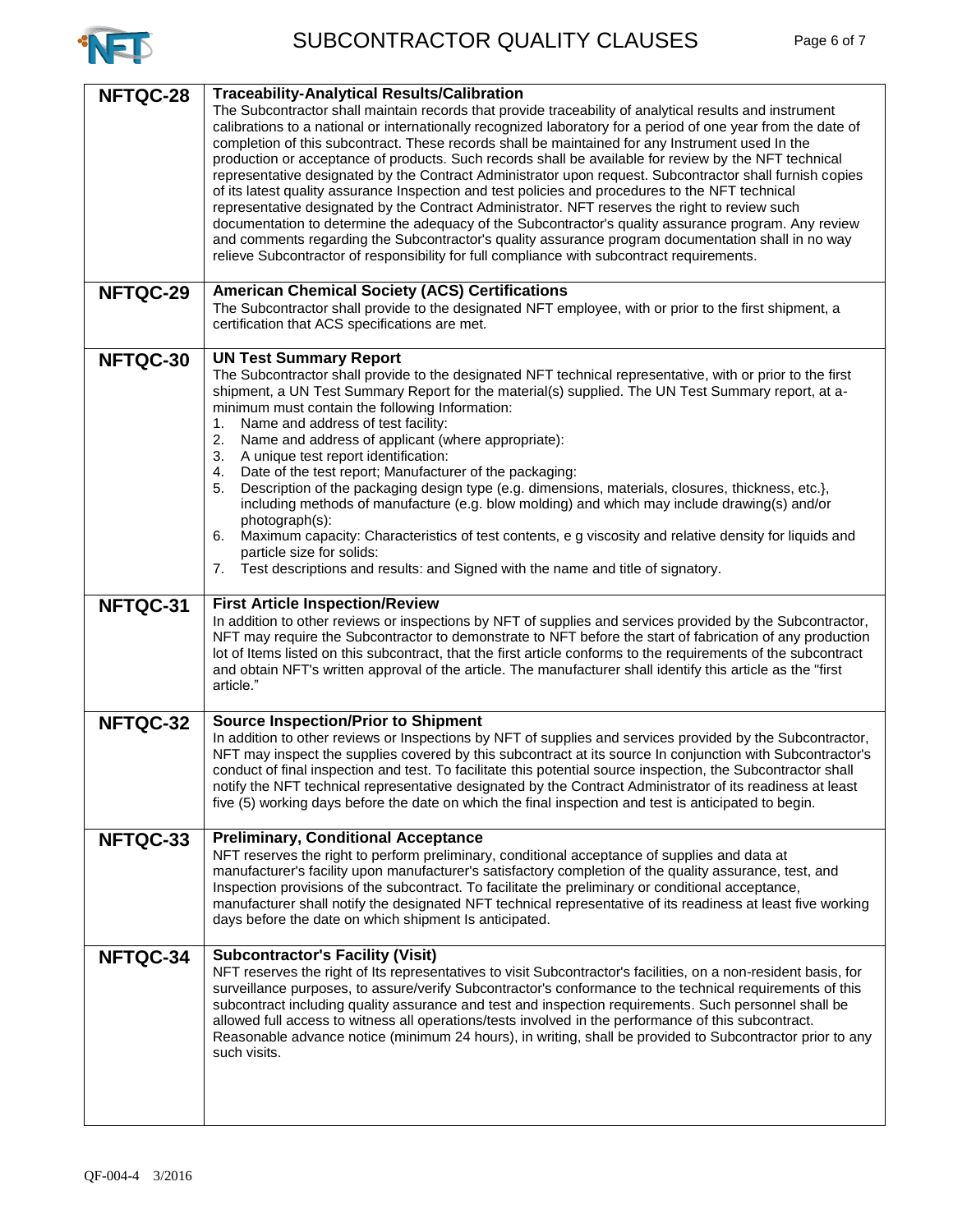| | |
|---|---|
| **NFTQC-28** | **Traceability-Analytical Results/Calibration**<br>The Subcontractor shall maintain records that provide traceability of analytical results and instrument calibrations to a national or internationally recognized laboratory for a period of one year from the date of completion of this subcontract. These records shall be maintained for any Instrument used In the production or acceptance of products. Such records shall be available for review by the NFT technical representative designated by the Contract Administrator upon request. Subcontractor shall furnish copies of its latest quality assurance Inspection and test policies and procedures to the NFT technical representative designated by the Contract Administrator. NFT reserves the right to review such documentation to determine the adequacy of the Subcontractor's quality assurance program. Any review and comments regarding the Subcontractor's quality assurance program documentation shall in no way relieve Subcontractor of responsibility for full compliance with subcontract requirements. |
| **NFTQC-29** | **American Chemical Society (ACS) Certifications**<br>The Subcontractor shall provide to the designated NFT employee, with or prior to the first shipment, a certification that ACS specifications are met. |
| **NFTQC-30** | **UN Test Summary Report**<br>The Subcontractor shall provide to the designated NFT technical representative, with or prior to the first shipment, a UN Test Summary Report for the material(s) supplied. The UN Test Summary report, at a-minimum must contain the following Information:<br>1. Name and address of test facility:<br>2. Name and address of applicant (where appropriate):<br>3. A unique test report identification:<br>4. Date of the test report; Manufacturer of the packaging:<br>5. Description of the packaging design type (e.g. dimensions, materials, closures, thickness, etc.}, including methods of manufacture (e.g. blow molding) and which may include drawing(s) and/or photograph(s):<br>6. Maximum capacity: Characteristics of test contents, e g viscosity and relative density for liquids and particle size for solids:<br>7. Test descriptions and results: and Signed with the name and title of signatory. |
| **NFTQC-31** | **First Article Inspection/Review**<br>In addition to other reviews or inspections by NFT of supplies and services provided by the Subcontractor, NFT may require the Subcontractor to demonstrate to NFT before the start of fabrication of any production lot of Items listed on this subcontract, that the first article conforms to the requirements of the subcontract and obtain NFT's written approval of the article. The manufacturer shall identify this article as the "first article." |
| **NFTQC-32** | **Source Inspection/Prior to Shipment**<br>In addition to other reviews or Inspections by NFT of supplies and services provided by the Subcontractor, NFT may inspect the supplies covered by this subcontract at its source In conjunction with Subcontractor's conduct of final inspection and test. To facilitate this potential source inspection, the Subcontractor shall notify the NFT technical representative designated by the Contract Administrator of its readiness at least five (5) working days before the date on which the final inspection and test is anticipated to begin. |
| **NFTQC-33** | **Preliminary, Conditional Acceptance**<br>NFT reserves the right to perform preliminary, conditional acceptance of supplies and data at manufacturer's facility upon manufacturer's satisfactory completion of the quality assurance, test, and Inspection provisions of the subcontract. To facilitate the preliminary or conditional acceptance, manufacturer shall notify the designated NFT technical representative of its readiness at least five working days before the date on which shipment Is anticipated. |
| **NFTQC-34** | **Subcontractor's Facility (Visit)**<br>NFT reserves the right of Its representatives to visit Subcontractor's facilities, on a non-resident basis, for surveillance purposes, to assure/verify Subcontractor's conformance to the technical requirements of this subcontract including quality assurance and test and inspection requirements. Such personnel shall be allowed full access to witness all operations/tests involved in the performance of this subcontract. Reasonable advance notice (minimum 24 hours), in writing, shall be provided to Subcontractor prior to any such visits. |

QF-004-4 3/2016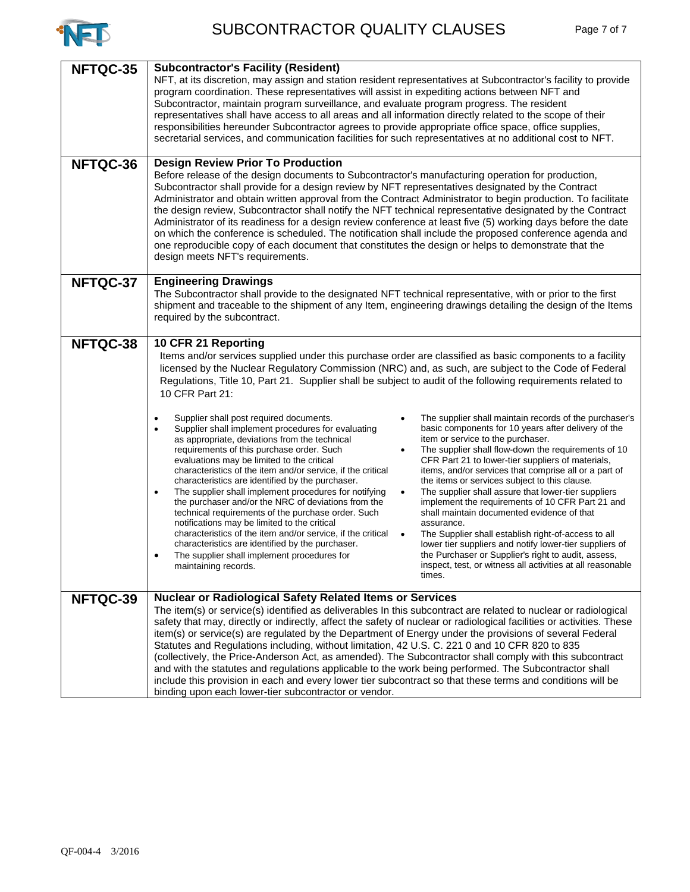# SUBCONTRACTOR QUALITY CLAUSES

| | |
|---|---|
| **NFTQC-35** | **Subcontractor's Facility (Resident)** NFT, at its discretion, may assign and station resident representatives at Subcontractor's facility to provide program coordination. These representatives will assist in expediting actions between NFT and Subcontractor, maintain program surveillance, and evaluate program progress. The resident representatives shall have access to all areas and all information directly related to the scope of their responsibilities hereunder Subcontractor agrees to provide appropriate office space, office supplies, secretarial services, and communication facilities for such representatives at no additional cost to NFT. |
| **NFTQC-36** | **Design Review Prior To Production** Before release of the design documents to Subcontractor's manufacturing operation for production, Subcontractor shall provide for a design review by NFT representatives designated by the Contract Administrator and obtain written approval from the Contract Administrator to begin production. To facilitate the design review, Subcontractor shall notify the NFT technical representative designated by the Contract Administrator of its readiness for a design review conference at least five (5) working days before the date on which the conference is scheduled. The notification shall include the proposed conference agenda and one reproducible copy of each document that constitutes the design or helps to demonstrate that the design meets NFT's requirements. |
| **NFTQC-37** | **Engineering Drawings** The Subcontractor shall provide to the designated NFT technical representative, with or prior to the first shipment and traceable to the shipment of any Item, engineering drawings detailing the design of the Items required by the subcontract. |
| **NFTQC-38** | **10 CFR 21 Reporting** Items and/or services supplied under this purchase order are classified as basic components to a facility licensed by the Nuclear Regulatory Commission (NRC) and, as such, are subject to the Code of Federal Regulations, Title 10, Part 21. Supplier shall be subject to audit of the following requirements related to 10 CFR Part 21:<br><br>• Supplier shall post required documents.<br>• Supplier shall implement procedures for evaluating as appropriate, deviations from the technical requirements of this purchase order. Such evaluations may be limited to the critical characteristics of the item and/or service, if the critical characteristics are identified by the purchaser.<br>• The supplier shall implement procedures for notifying the purchaser and/or the NRC of deviations from the technical requirements of the purchase order. Such notifications may be limited to the critical characteristics of the item and/or service, if the critical characteristics are identified by the purchaser.<br>• The supplier shall implement procedures for maintaining records.<br>• The supplier shall maintain records of the purchaser's basic components for 10 years after delivery of the item or service to the purchaser.<br>• The supplier shall flow-down the requirements of 10 CFR Part 21 to lower-tier suppliers of materials, items, and/or services that comprise all or a part of the items or services subject to this clause.<br>• The supplier shall assure that lower-tier suppliers implement the requirements of 10 CFR Part 21 and shall maintain documented evidence of that assurance.<br>• The Supplier shall establish right-of-access to all lower tier suppliers and notify lower-tier suppliers of the Purchaser or Supplier's right to audit, assess, inspect, test, or witness all activities at all reasonable times. |
| **NFTQC-39** | **Nuclear or Radiological Safety Related Items or Services** The item(s) or service(s) identified as deliverables In this subcontract are related to nuclear or radiological safety that may, directly or indirectly, affect the safety of nuclear or radiological facilities or activities. These item(s) or service(s) are regulated by the Department of Energy under the provisions of several Federal Statutes and Regulations including, without limitation, 42 U.S. C. 221 0 and 10 CFR 820 to 835 (collectively, the Price-Anderson Act, as amended). The Subcontractor shall comply with this subcontract and with the statutes and regulations applicable to the work being performed. The Subcontractor shall include this provision in each and every lower tier subcontract so that these terms and conditions will be binding upon each lower-tier subcontractor or vendor. |

QF-004-4 3/2016